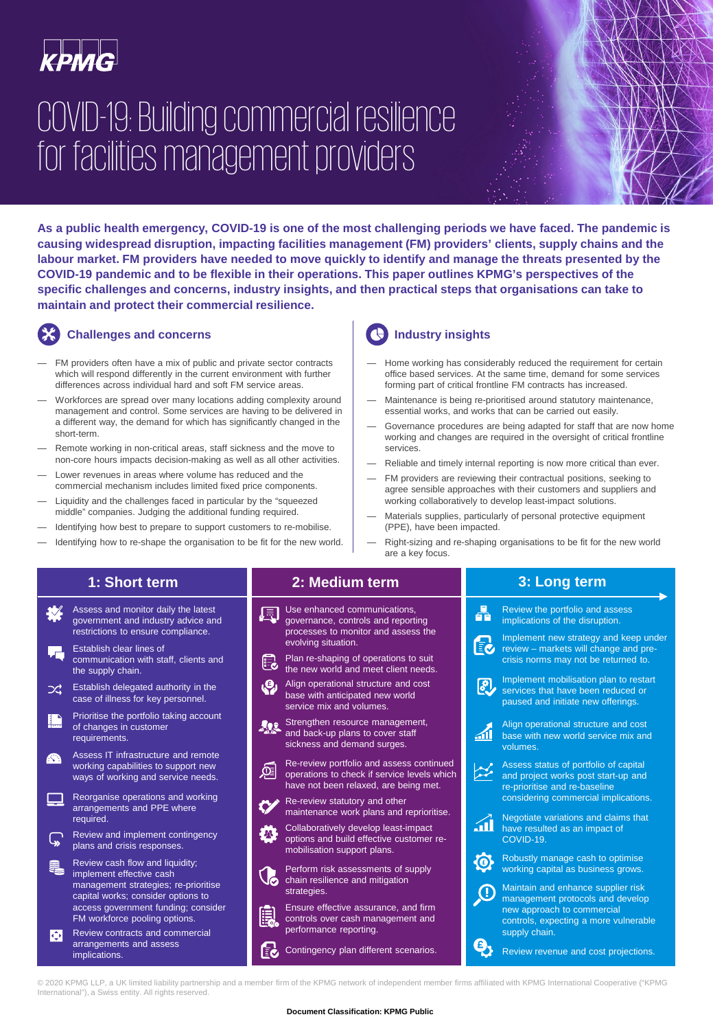KPMG

# COVID-19: Building commercial resilience for facilities management providers

**As a public health emergency, COVID-19 is one of the most challenging periods we have faced. The pandemic is causing widespread disruption, impacting facilities management (FM) providers' clients, supply chains and the labour market. FM providers have needed to move quickly to identify and manage the threats presented by the COVID-19 pandemic and to be flexible in their operations. This paper outlines KPMG's perspectives of the specific challenges and concerns, industry insights, and then practical steps that organisations can take to maintain and protect their commercial resilience.**

## Challenges and concerns

- FM providers often have a mix of public and private sector contracts which will respond differently in the current environment with further differences across individual hard and soft FM service areas.
- Workforces are spread over many locations adding complexity around management and control. Some services are having to be delivered in a different way, the demand for which has significantly changed in the short-term.
- Remote working in non-critical areas, staff sickness and the move to non-core hours impacts decision-making as well as all other activities.
- Lower revenues in areas where volume has reduced and the commercial mechanism includes limited fixed price components.
- Liquidity and the challenges faced in particular by the "squeezed middle" companies. Judging the additional funding required.
- Identifying how best to prepare to support customers to re-mobilise.
- Identifying how to re-shape the organisation to be fit for the new world.

## Industry insights

- Home working has considerably reduced the requirement for certain office based services. At the same time, demand for some services forming part of critical frontline FM contracts has increased.
- Maintenance is being re-prioritised around statutory maintenance, essential works, and works that can be carried out easily.
- Governance procedures are being adapted for staff that are now home working and changes are required in the oversight of critical frontline services.
- Reliable and timely internal reporting is now more critical than ever.
- FM providers are reviewing their contractual positions, seeking to agree sensible approaches with their customers and suppliers and working collaboratively to develop least-impact solutions.
- Materials supplies, particularly of personal protective equipment (PPE), have been impacted.
- Right-sizing and re-shaping organisations to be fit for the new world are a key focus.

## 1: Short term

- Assess and monitor daily the latest government and industry advice and restrictions to ensure compliance.
- Establish clear lines of communication with staff, clients and the supply chain.
- Establish delegated authority in the case of illness for key personnel.
- Prioritise the portfolio taking account of changes in customer requirements.
- Assess IT infrastructure and remote working capabilities to support new ways of working and service needs.
- Reorganise operations and working arrangements and PPE where required.
- Review and implement contingency plans and crisis responses.
- Review cash flow and liquidity; implement effective cash management strategies; re-prioritise capital works; consider options to access government funding; consider FM workforce pooling options.
- Review contracts and commercial arrangements and assess implications.

## 2: Medium term

- Use enhanced communications, governance, controls and reporting processes to monitor and assess the evolving situation.
- Plan re-shaping of operations to suit the new world and meet client needs.
- Align operational structure and cost base with anticipated new world service mix and volumes.
- Strengthen resource management, and back-up plans to cover staff sickness and demand surges.
- Re-review portfolio and assess continued operations to check if service levels which have not been relaxed, are being met.
- Re-review statutory and other maintenance work plans and reprioritise.
- Collaboratively develop least-impact options and build effective customer re-mobilisation support plans.
- Perform risk assessments of supply chain resilience and mitigation strategies.
- Ensure effective assurance, and firm controls over cash management and performance reporting.
- Contingency plan different scenarios.

## 3: Long term

- Review the portfolio and assess implications of the disruption.
- Implement new strategy and keep under review – markets will change and pre-crisis norms may not be returned to.
- Implement mobilisation plan to restart services that have been reduced or paused and initiate new offerings.
- Align operational structure and cost base with new world service mix and volumes.
- Assess status of portfolio of capital and project works post start-up and re-prioritise and re-baseline considering commercial implications.
- Negotiate variations and claims that have resulted as an impact of COVID-19.
- Robustly manage cash to optimise working capital as business grows.
- Maintain and enhance supplier risk management protocols and develop new approach to commercial controls, expecting a more vulnerable supply chain.
- Review revenue and cost projections.

© 2020 KPMG LLP, a UK limited liability partnership and a member firm of the KPMG network of independent member firms affiliated with KPMG International Cooperative ("KPMG International"), a Swiss entity. All rights reserved.

Document Classification: KPMG Public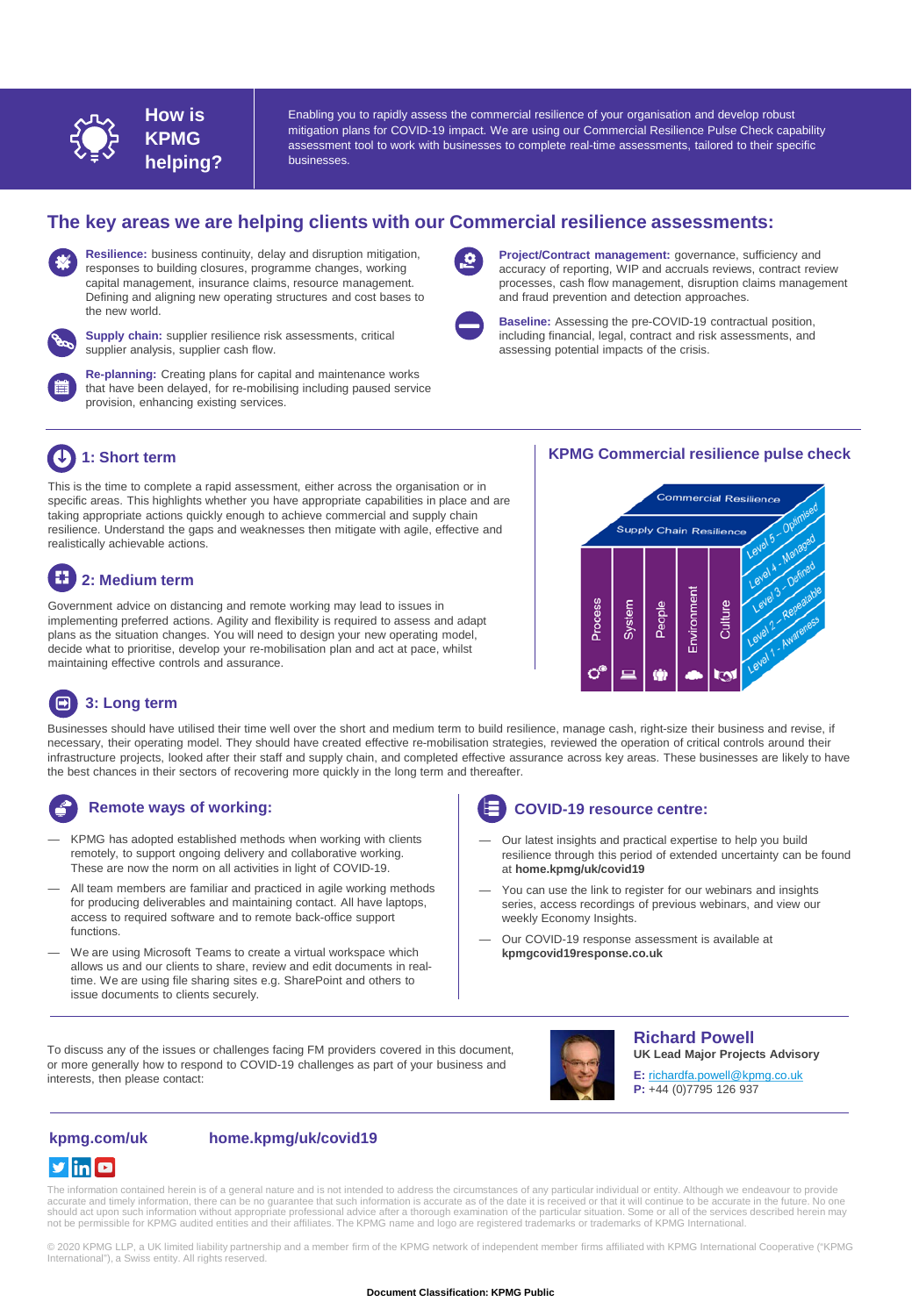## How is KPMG helping?

Enabling you to rapidly assess the commercial resilience of your organisation and develop robust mitigation plans for COVID-19 impact. We are using our Commercial Resilience Pulse Check capability assessment tool to work with businesses to complete real-time assessments, tailored to their specific businesses.

## The key areas we are helping clients with our Commercial resilience assessments:

**Resilience:** business continuity, delay and disruption mitigation, responses to building closures, programme changes, working capital management, insurance claims, resource management. Defining and aligning new operating structures and cost bases to the new world.

**Supply chain:** supplier resilience risk assessments, critical supplier analysis, supplier cash flow.

**Re-planning:** Creating plans for capital and maintenance works that have been delayed, for re-mobilising including paused service provision, enhancing existing services.

**Project/Contract management:** governance, sufficiency and accuracy of reporting, WIP and accruals reviews, contract review processes, cash flow management, disruption claims management and fraud prevention and detection approaches.

**Baseline:** Assessing the pre-COVID-19 contractual position, including financial, legal, contract and risk assessments, and assessing potential impacts of the crisis.

### 1: Short term

This is the time to complete a rapid assessment, either across the organisation or in specific areas. This highlights whether you have appropriate capabilities in place and are taking appropriate actions quickly enough to achieve commercial and supply chain resilience. Understand the gaps and weaknesses then mitigate with agile, effective and realistically achievable actions.

### 2: Medium term

Government advice on distancing and remote working may lead to issues in implementing preferred actions. Agility and flexibility is required to assess and adapt plans as the situation changes. You will need to design your new operating model, decide what to prioritise, develop your re-mobilisation plan and act at pace, whilst maintaining effective controls and assurance.

### KPMG Commercial resilience pulse check

Commercial Resilience

Supply Chain Resilience

Process

System

People

Environment

Culture

Level 5 – Optimised

Level 4 – Managed

Level 3 – Defined

Level 2 – Repeatable

Level 1 – Awareness

### 3: Long term

Businesses should have utilised their time well over the short and medium term to build resilience, manage cash, right-size their business and revise, if necessary, their operating model. They should have created effective re-mobilisation strategies, reviewed the operation of critical controls around their infrastructure projects, looked after their staff and supply chain, and completed effective assurance across key areas. These businesses are likely to have the best chances in their sectors of recovering more quickly in the long term and thereafter.

### Remote ways of working:

- KPMG has adopted established methods when working with clients remotely, to support ongoing delivery and collaborative working. These are now the norm on all activities in light of COVID-19.
- All team members are familiar and practiced in agile working methods for producing deliverables and maintaining contact. All have laptops, access to required software and to remote back-office support functions.
- We are using Microsoft Teams to create a virtual workspace which allows us and our clients to share, review and edit documents in real-time. We are using file sharing sites e.g. SharePoint and others to issue documents to clients securely.

### COVID-19 resource centre:

- Our latest insights and practical expertise to help you build resilience through this period of extended uncertainty can be found at **home.kpmg/uk/covid19**
- You can use the link to register for our webinars and insights series, access recordings of previous webinars, and view our weekly Economy Insights.
- Our COVID-19 response assessment is available at **kpmgcovid19response.co.uk**

To discuss any of the issues or challenges facing FM providers covered in this document, or more generally how to respond to COVID-19 challenges as part of your business and interests, then please contact:

**Richard Powell**
**UK Lead Major Projects Advisory**
**E:** richardfa.powell@kpmg.co.uk
**P:** +44 (0)7795 126 937

**kpmg.com/uk** **home.kpmg/uk/covid19**

The information contained herein is of a general nature and is not intended to address the circumstances of any particular individual or entity. Although we endeavour to provide accurate and timely information, there can be no guarantee that such information is accurate as of the date it is received or that it will continue to be accurate in the future. No one should act upon such information without appropriate professional advice after a thorough examination of the particular situation. Some or all of the services described herein may not be permissible for KPMG audited entities and their affiliates. The KPMG name and logo are registered trademarks or trademarks of KPMG International.

© 2020 KPMG LLP, a UK limited liability partnership and a member firm of the KPMG network of independent member firms affiliated with KPMG International Cooperative ("KPMG International"), a Swiss entity. All rights reserved.

**Document Classification: KPMG Public**